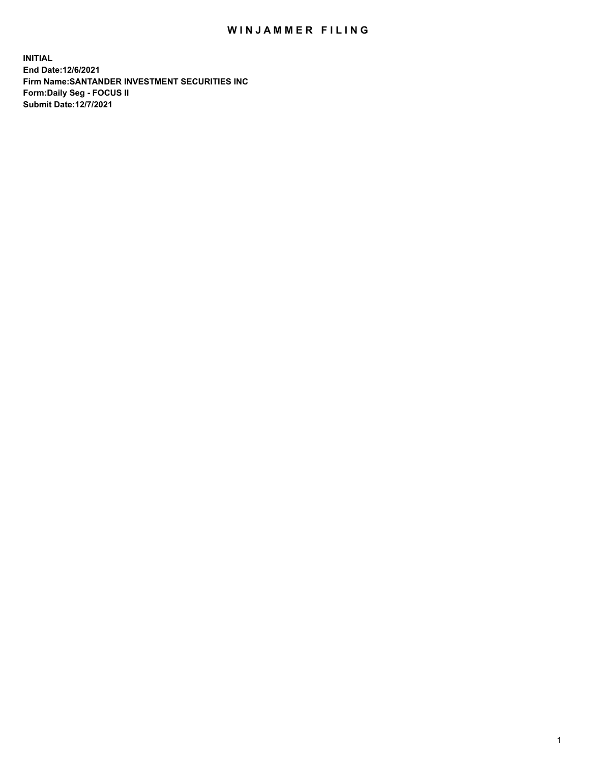# WINJAMMER FILING

**INITIAL**
**End Date:12/6/2021**
**Firm Name:SANTANDER INVESTMENT SECURITIES INC**
**Form:Daily Seg - FOCUS II**
**Submit Date:12/7/2021**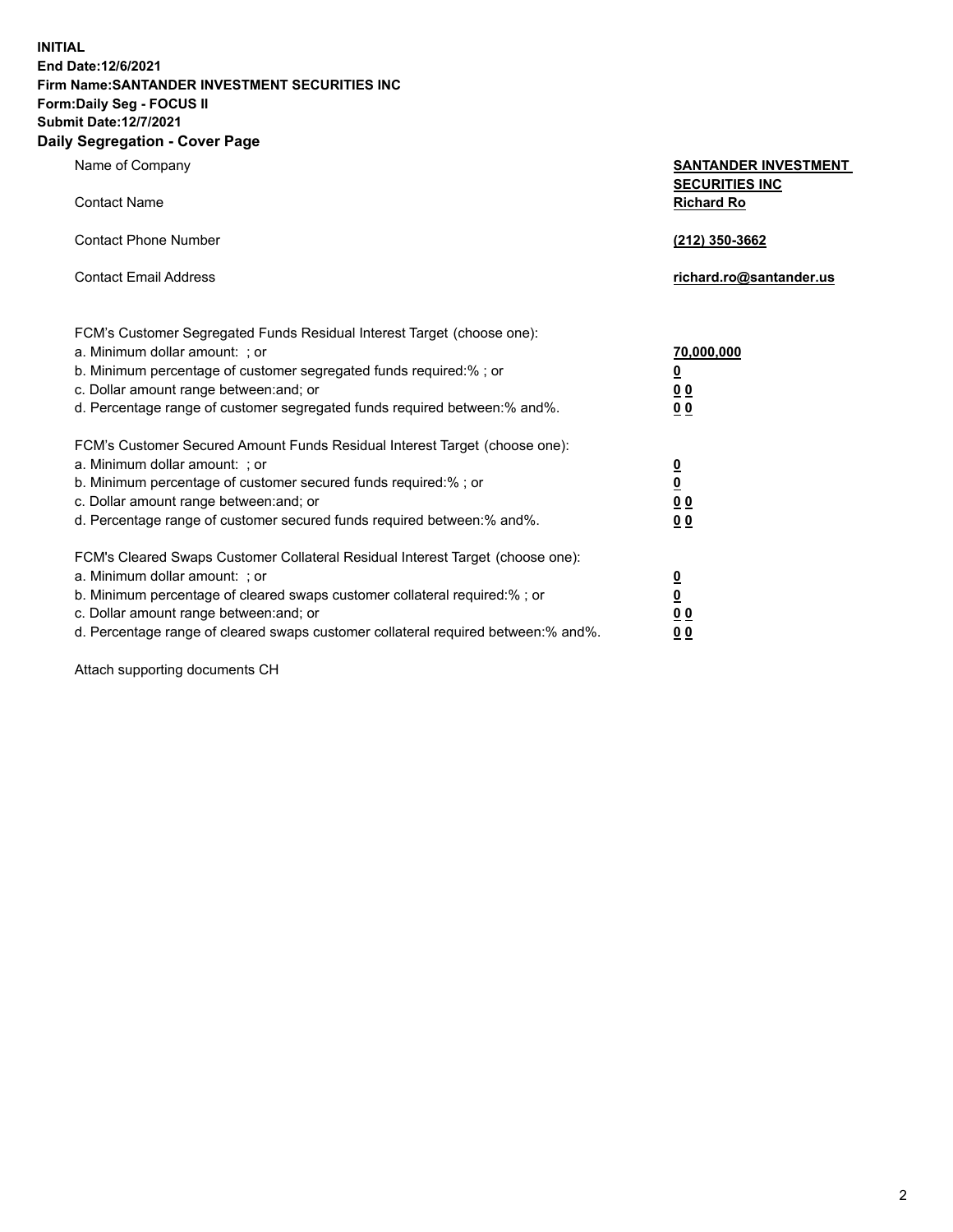**INITIAL**
**End Date:12/6/2021**
**Firm Name:SANTANDER INVESTMENT SECURITIES INC**
**Form:Daily Seg - FOCUS II**
**Submit Date:12/7/2021**

## Daily Segregation - Cover Page

| | |
|---|---|
| Name of Company | **SANTANDER INVESTMENT SECURITIES INC** |
| Contact Name | **Richard Ro** |
| Contact Phone Number | **(212) 350-3662** |
| Contact Email Address | **richard.ro@santander.us** |

FCM's Customer Segregated Funds Residual Interest Target (choose one):

| | |
|---|---|
| a. Minimum dollar amount: ; or | **70,000,000** |
| b. Minimum percentage of customer segregated funds required:% ; or | **0** |
| c. Dollar amount range between:and; or | **0 0** |
| d. Percentage range of customer segregated funds required between:% and%. | **0 0** |

FCM's Customer Secured Amount Funds Residual Interest Target (choose one):

| | |
|---|---|
| a. Minimum dollar amount: ; or | **0** |
| b. Minimum percentage of customer secured funds required:% ; or | **0** |
| c. Dollar amount range between:and; or | **0 0** |
| d. Percentage range of customer secured funds required between:% and%. | **0 0** |

FCM's Cleared Swaps Customer Collateral Residual Interest Target (choose one):

| | |
|---|---|
| a. Minimum dollar amount: ; or | **0** |
| b. Minimum percentage of cleared swaps customer collateral required:% ; or | **0** |
| c. Dollar amount range between:and; or | **0 0** |
| d. Percentage range of cleared swaps customer collateral required between:% and%. | **0 0** |

Attach supporting documents CH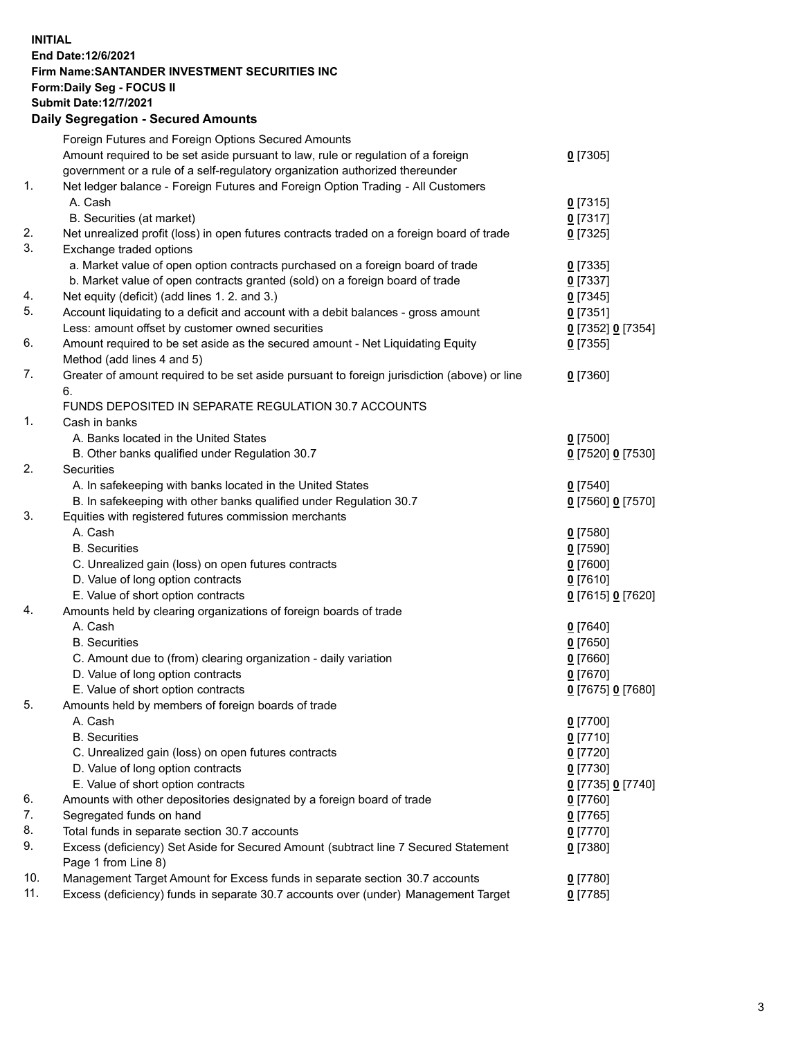**INITIAL**
**End Date:12/6/2021**
**Firm Name:SANTANDER INVESTMENT SECURITIES INC**
**Form:Daily Seg - FOCUS II**
**Submit Date:12/7/2021**

## Daily Segregation - Secured Amounts

| | | |
|---|---|---|
| | Foreign Futures and Foreign Options Secured Amounts | |
| | Amount required to be set aside pursuant to law, rule or regulation of a foreign government or a rule of a self-regulatory organization authorized thereunder | 0 [7305] |
| 1. | Net ledger balance - Foreign Futures and Foreign Option Trading - All Customers | |
| | A. Cash | 0 [7315] |
| | B. Securities (at market) | 0 [7317] |
| 2. | Net unrealized profit (loss) in open futures contracts traded on a foreign board of trade | 0 [7325] |
| 3. | Exchange traded options | |
| | a. Market value of open option contracts purchased on a foreign board of trade | 0 [7335] |
| | b. Market value of open contracts granted (sold) on a foreign board of trade | 0 [7337] |
| 4. | Net equity (deficit) (add lines 1. 2. and 3.) | 0 [7345] |
| 5. | Account liquidating to a deficit and account with a debit balances - gross amount | 0 [7351] |
| | Less: amount offset by customer owned securities | 0 [7352] 0 [7354] |
| 6. | Amount required to be set aside as the secured amount - Net Liquidating Equity Method (add lines 4 and 5) | 0 [7355] |
| 7. | Greater of amount required to be set aside pursuant to foreign jurisdiction (above) or line 6. | 0 [7360] |
| | FUNDS DEPOSITED IN SEPARATE REGULATION 30.7 ACCOUNTS | |
| 1. | Cash in banks | |
| | A. Banks located in the United States | 0 [7500] |
| | B. Other banks qualified under Regulation 30.7 | 0 [7520] 0 [7530] |
| 2. | Securities | |
| | A. In safekeeping with banks located in the United States | 0 [7540] |
| | B. In safekeeping with other banks qualified under Regulation 30.7 | 0 [7560] 0 [7570] |
| 3. | Equities with registered futures commission merchants | |
| | A. Cash | 0 [7580] |
| | B. Securities | 0 [7590] |
| | C. Unrealized gain (loss) on open futures contracts | 0 [7600] |
| | D. Value of long option contracts | 0 [7610] |
| | E. Value of short option contracts | 0 [7615] 0 [7620] |
| 4. | Amounts held by clearing organizations of foreign boards of trade | |
| | A. Cash | 0 [7640] |
| | B. Securities | 0 [7650] |
| | C. Amount due to (from) clearing organization - daily variation | 0 [7660] |
| | D. Value of long option contracts | 0 [7670] |
| | E. Value of short option contracts | 0 [7675] 0 [7680] |
| 5. | Amounts held by members of foreign boards of trade | |
| | A. Cash | 0 [7700] |
| | B. Securities | 0 [7710] |
| | C. Unrealized gain (loss) on open futures contracts | 0 [7720] |
| | D. Value of long option contracts | 0 [7730] |
| | E. Value of short option contracts | 0 [7735] 0 [7740] |
| 6. | Amounts with other depositories designated by a foreign board of trade | 0 [7760] |
| 7. | Segregated funds on hand | 0 [7765] |
| 8. | Total funds in separate section 30.7 accounts | 0 [7770] |
| 9. | Excess (deficiency) Set Aside for Secured Amount (subtract line 7 Secured Statement Page 1 from Line 8) | 0 [7380] |
| 10. | Management Target Amount for Excess funds in separate section 30.7 accounts | 0 [7780] |
| 11. | Excess (deficiency) funds in separate 30.7 accounts over (under) Management Target | 0 [7785] |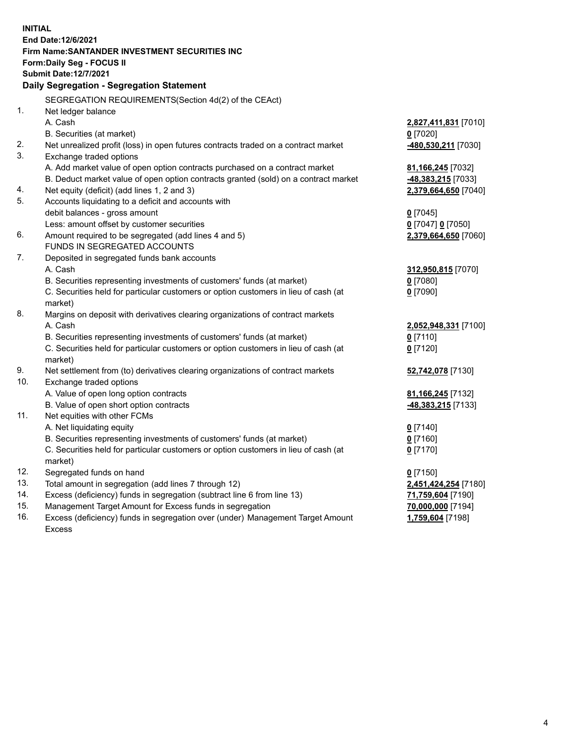**INITIAL**
**End Date:12/6/2021**
**Firm Name:SANTANDER INVESTMENT SECURITIES INC**
**Form:Daily Seg - FOCUS II**
**Submit Date:12/7/2021**

## Daily Segregation - Segregation Statement

SEGREGATION REQUIREMENTS(Section 4d(2) of the CEAct)

| | | |
|---|---|---|
| 1. | Net ledger balance | |
| | A. Cash | **2,827,411,831** [7010] |
| | B. Securities (at market) | **0** [7020] |
| 2. | Net unrealized profit (loss) in open futures contracts traded on a contract market | **-480,530,211** [7030] |
| 3. | Exchange traded options | |
| | A. Add market value of open option contracts purchased on a contract market | **81,166,245** [7032] |
| | B. Deduct market value of open option contracts granted (sold) on a contract market | **-48,383,215** [7033] |
| 4. | Net equity (deficit) (add lines 1, 2 and 3) | **2,379,664,650** [7040] |
| 5. | Accounts liquidating to a deficit and accounts with debit balances - gross amount | **0** [7045] |
| | Less: amount offset by customer securities | **0** [7047] **0** [7050] |
| 6. | Amount required to be segregated (add lines 4 and 5) | **2,379,664,650** [7060] |
| | FUNDS IN SEGREGATED ACCOUNTS | |
| 7. | Deposited in segregated funds bank accounts | |
| | A. Cash | **312,950,815** [7070] |
| | B. Securities representing investments of customers' funds (at market) | **0** [7080] |
| | C. Securities held for particular customers or option customers in lieu of cash (at market) | **0** [7090] |
| 8. | Margins on deposit with derivatives clearing organizations of contract markets | |
| | A. Cash | **2,052,948,331** [7100] |
| | B. Securities representing investments of customers' funds (at market) | **0** [7110] |
| | C. Securities held for particular customers or option customers in lieu of cash (at market) | **0** [7120] |
| 9. | Net settlement from (to) derivatives clearing organizations of contract markets | **52,742,078** [7130] |
| 10. | Exchange traded options | |
| | A. Value of open long option contracts | **81,166,245** [7132] |
| | B. Value of open short option contracts | **-48,383,215** [7133] |
| 11. | Net equities with other FCMs | |
| | A. Net liquidating equity | **0** [7140] |
| | B. Securities representing investments of customers' funds (at market) | **0** [7160] |
| | C. Securities held for particular customers or option customers in lieu of cash (at market) | **0** [7170] |
| 12. | Segregated funds on hand | **0** [7150] |
| 13. | Total amount in segregation (add lines 7 through 12) | **2,451,424,254** [7180] |
| 14. | Excess (deficiency) funds in segregation (subtract line 6 from line 13) | **71,759,604** [7190] |
| 15. | Management Target Amount for Excess funds in segregation | **70,000,000** [7194] |
| 16. | Excess (deficiency) funds in segregation over (under) Management Target Amount Excess | **1,759,604** [7198] |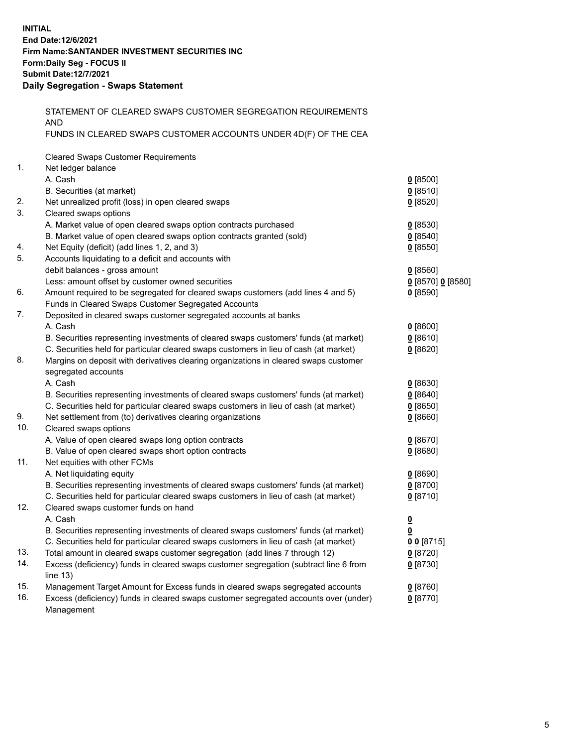**INITIAL**
**End Date:12/6/2021**
**Firm Name:SANTANDER INVESTMENT SECURITIES INC**
**Form:Daily Seg - FOCUS II**
**Submit Date:12/7/2021**
**Daily Segregation - Swaps Statement**

STATEMENT OF CLEARED SWAPS CUSTOMER SEGREGATION REQUIREMENTS AND FUNDS IN CLEARED SWAPS CUSTOMER ACCOUNTS UNDER 4D(F) OF THE CEA

| | | |
|---|---|---|
| | Cleared Swaps Customer Requirements | |
| 1. | Net ledger balance | |
| | A. Cash | 0 [8500] |
| | B. Securities (at market) | 0 [8510] |
| 2. | Net unrealized profit (loss) in open cleared swaps | 0 [8520] |
| 3. | Cleared swaps options | |
| | A. Market value of open cleared swaps option contracts purchased | 0 [8530] |
| | B. Market value of open cleared swaps option contracts granted (sold) | 0 [8540] |
| 4. | Net Equity (deficit) (add lines 1, 2, and 3) | 0 [8550] |
| 5. | Accounts liquidating to a deficit and accounts with debit balances - gross amount | 0 [8560] |
| | Less: amount offset by customer owned securities | 0 [8570] 0 [8580] |
| 6. | Amount required to be segregated for cleared swaps customers (add lines 4 and 5) | 0 [8590] |
| | Funds in Cleared Swaps Customer Segregated Accounts | |
| 7. | Deposited in cleared swaps customer segregated accounts at banks | |
| | A. Cash | 0 [8600] |
| | B. Securities representing investments of cleared swaps customers' funds (at market) | 0 [8610] |
| | C. Securities held for particular cleared swaps customers in lieu of cash (at market) | 0 [8620] |
| 8. | Margins on deposit with derivatives clearing organizations in cleared swaps customer segregated accounts | |
| | A. Cash | 0 [8630] |
| | B. Securities representing investments of cleared swaps customers' funds (at market) | 0 [8640] |
| | C. Securities held for particular cleared swaps customers in lieu of cash (at market) | 0 [8650] |
| 9. | Net settlement from (to) derivatives clearing organizations | 0 [8660] |
| 10. | Cleared swaps options | |
| | A. Value of open cleared swaps long option contracts | 0 [8670] |
| | B. Value of open cleared swaps short option contracts | 0 [8680] |
| 11. | Net equities with other FCMs | |
| | A. Net liquidating equity | 0 [8690] |
| | B. Securities representing investments of cleared swaps customers' funds (at market) | 0 [8700] |
| | C. Securities held for particular cleared swaps customers in lieu of cash (at market) | 0 [8710] |
| 12. | Cleared swaps customer funds on hand | |
| | A. Cash | 0 |
| | B. Securities representing investments of cleared swaps customers' funds (at market) | 0 |
| | C. Securities held for particular cleared swaps customers in lieu of cash (at market) | 0 0 [8715] |
| 13. | Total amount in cleared swaps customer segregation (add lines 7 through 12) | 0 [8720] |
| 14. | Excess (deficiency) funds in cleared swaps customer segregation (subtract line 6 from line 13) | 0 [8730] |
| 15. | Management Target Amount for Excess funds in cleared swaps segregated accounts | 0 [8760] |
| 16. | Excess (deficiency) funds in cleared swaps customer segregated accounts over (under) Management | 0 [8770] |